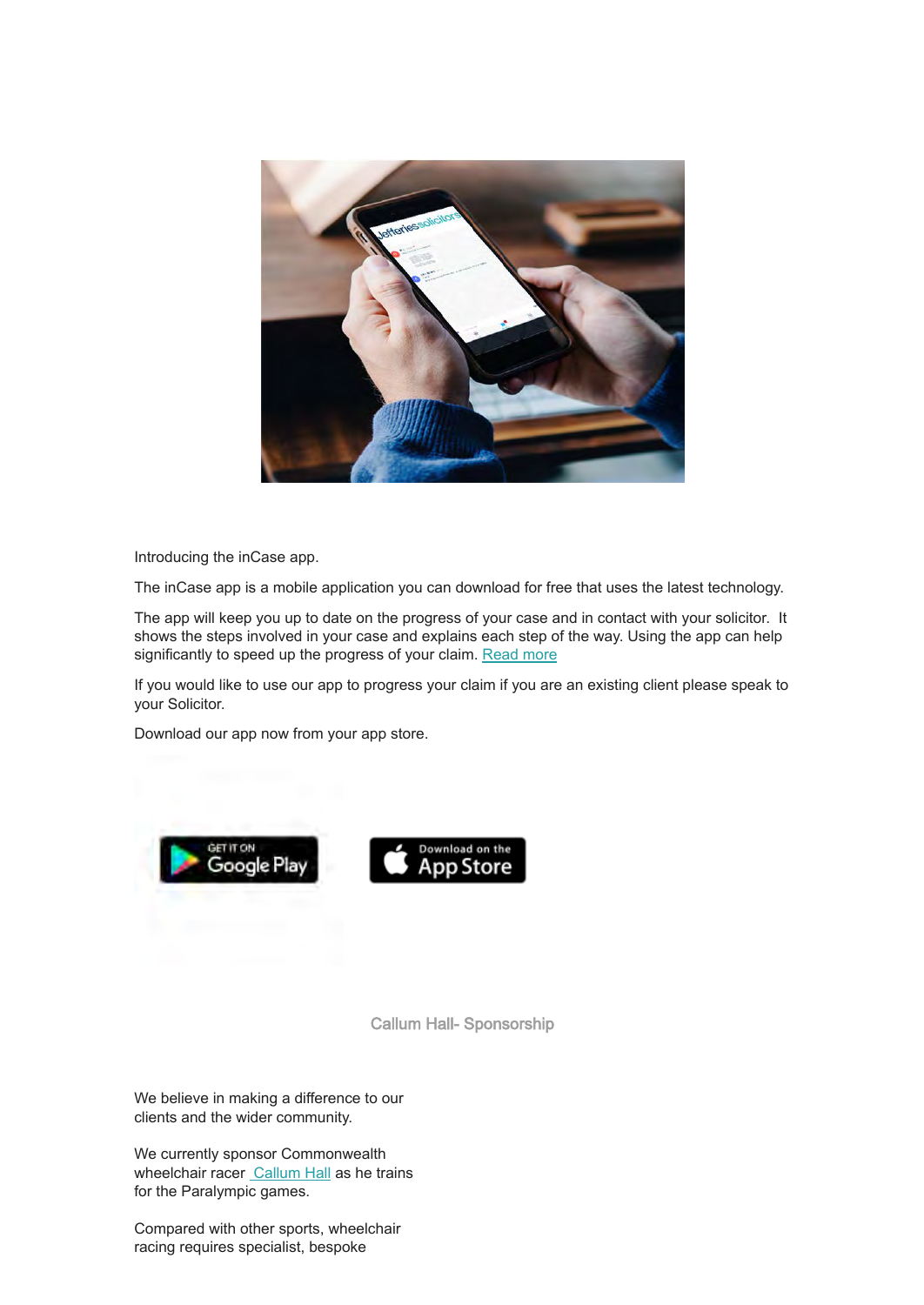Introducing the inCase app.

The inCase app is a mobile application you can download for free that uses the latest technology.

The app will keep you up to date on the progress of your case and in contact with your solicitor. It shows the steps involved in your case and explains each step of the way. Using the app can help significantly to speed up the progress of your claim. Read more

If you would like to use our app to progress your claim if you are an existing client please speak to your Solicitor.

Download our app now from your app store.

GET IT ON Google Play

Download on the App Store

## Callum Hall- Sponsorship

We believe in making a difference to our clients and the wider community.

We currently sponsor Commonwealth wheelchair racer Callum Hall as he trains for the Paralympic games.

Compared with other sports, wheelchair racing requires specialist, bespoke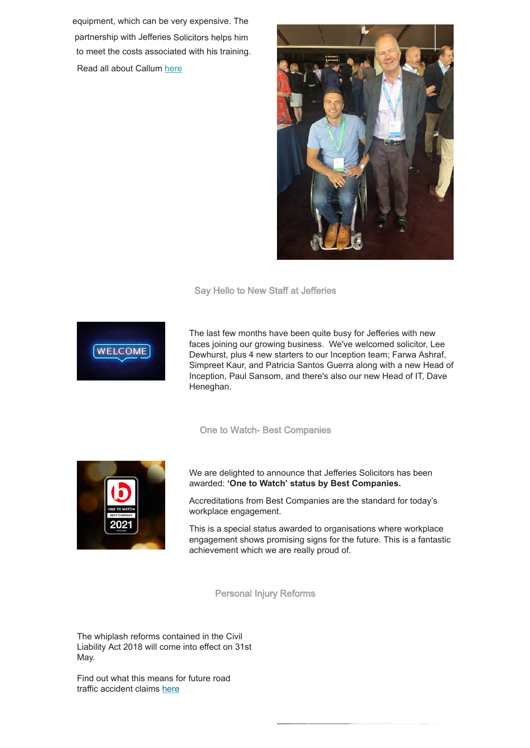equipment, which can be very expensive. The partnership with Jefferies Solicitors helps him to meet the costs associated with his training.

Read all about Callum here

## Say Hello to New Staff at Jefferies

The last few months have been quite busy for Jefferies with new faces joining our growing business. We've welcomed solicitor, Lee Dewhurst, plus 4 new starters to our Inception team; Farwa Ashraf, Simpreet Kaur, and Patricia Santos Guerra along with a new Head of Inception, Paul Sansom, and there's also our new Head of IT, Dave Heneghan.

## One to Watch- Best Companies

We are delighted to announce that Jefferies Solicitors has been awarded: **'One to Watch' status by Best Companies.**

Accreditations from Best Companies are the standard for today's workplace engagement.

This is a special status awarded to organisations where workplace engagement shows promising signs for the future. This is a fantastic achievement which we are really proud of.

## Personal Injury Reforms

The whiplash reforms contained in the Civil Liability Act 2018 will come into effect on 31st May.

Find out what this means for future road traffic accident claims here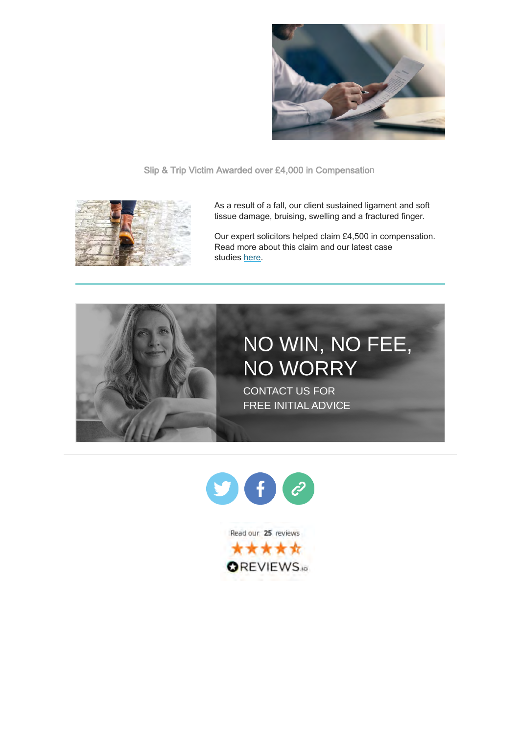## Slip & Trip Victim Awarded over £4,000 in Compensation

As a result of a fall, our client sustained ligament and soft tissue damage, bruising, swelling and a fractured finger.

Our expert solicitors helped claim £4,500 in compensation. Read more about this claim and our latest case studies here.

NO WIN, NO FEE, NO WORRY

CONTACT US FOR FREE INITIAL ADVICE

Read our 25 reviews

REVIEWS.io